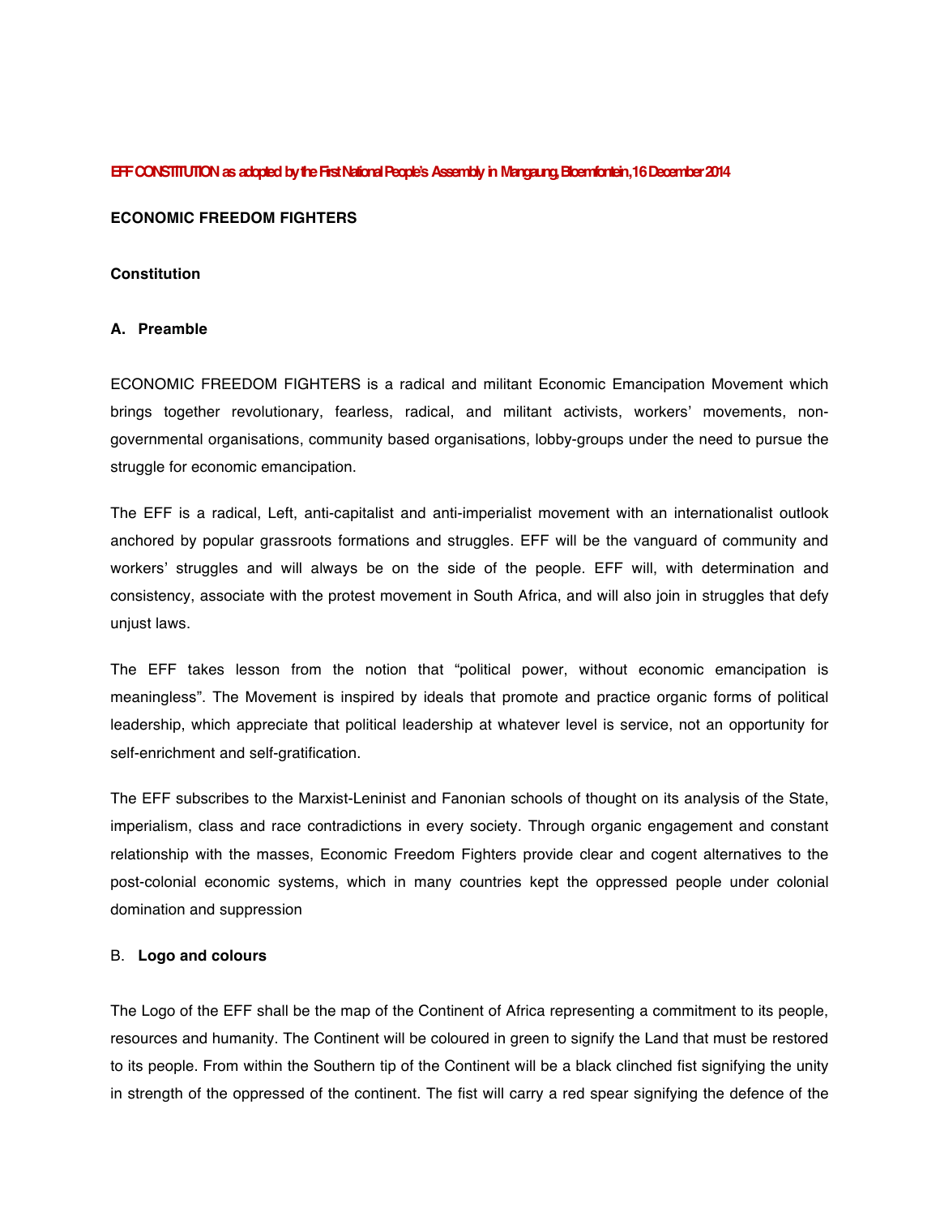**EFF CONSTITUTION as adopted by the First National People's Assembly in Mangaung, Bloemfontein, 16 December 2014**

**ECONOMIC FREEDOM FIGHTERS**

**Constitution**

## A. Preamble

ECONOMIC FREEDOM FIGHTERS is a radical and militant Economic Emancipation Movement which brings together revolutionary, fearless, radical, and militant activists, workers' movements, non-governmental organisations, community based organisations, lobby-groups under the need to pursue the struggle for economic emancipation.

The EFF is a radical, Left, anti-capitalist and anti-imperialist movement with an internationalist outlook anchored by popular grassroots formations and struggles. EFF will be the vanguard of community and workers' struggles and will always be on the side of the people. EFF will, with determination and consistency, associate with the protest movement in South Africa, and will also join in struggles that defy unjust laws.

The EFF takes lesson from the notion that "political power, without economic emancipation is meaningless". The Movement is inspired by ideals that promote and practice organic forms of political leadership, which appreciate that political leadership at whatever level is service, not an opportunity for self-enrichment and self-gratification.

The EFF subscribes to the Marxist-Leninist and Fanonian schools of thought on its analysis of the State, imperialism, class and race contradictions in every society. Through organic engagement and constant relationship with the masses, Economic Freedom Fighters provide clear and cogent alternatives to the post-colonial economic systems, which in many countries kept the oppressed people under colonial domination and suppression

## B. Logo and colours

The Logo of the EFF shall be the map of the Continent of Africa representing a commitment to its people, resources and humanity. The Continent will be coloured in green to signify the Land that must be restored to its people. From within the Southern tip of the Continent will be a black clinched fist signifying the unity in strength of the oppressed of the continent. The fist will carry a red spear signifying the defence of the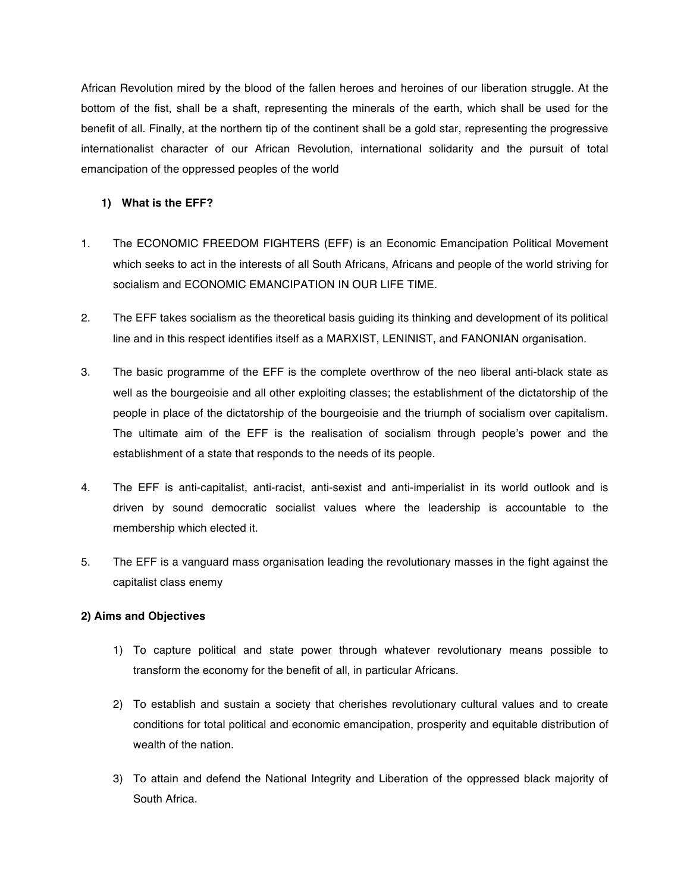African Revolution mired by the blood of the fallen heroes and heroines of our liberation struggle. At the bottom of the fist, shall be a shaft, representing the minerals of the earth, which shall be used for the benefit of all. Finally, at the northern tip of the continent shall be a gold star, representing the progressive internationalist character of our African Revolution, international solidarity and the pursuit of total emancipation of the oppressed peoples of the world

### 1) What is the EFF?

1. The ECONOMIC FREEDOM FIGHTERS (EFF) is an Economic Emancipation Political Movement which seeks to act in the interests of all South Africans, Africans and people of the world striving for socialism and ECONOMIC EMANCIPATION IN OUR LIFE TIME.

2. The EFF takes socialism as the theoretical basis guiding its thinking and development of its political line and in this respect identifies itself as a MARXIST, LENINIST, and FANONIAN organisation.

3. The basic programme of the EFF is the complete overthrow of the neo liberal anti-black state as well as the bourgeoisie and all other exploiting classes; the establishment of the dictatorship of the people in place of the dictatorship of the bourgeoisie and the triumph of socialism over capitalism. The ultimate aim of the EFF is the realisation of socialism through people's power and the establishment of a state that responds to the needs of its people.

4. The EFF is anti-capitalist, anti-racist, anti-sexist and anti-imperialist in its world outlook and is driven by sound democratic socialist values where the leadership is accountable to the membership which elected it.

5. The EFF is a vanguard mass organisation leading the revolutionary masses in the fight against the capitalist class enemy

### 2) Aims and Objectives

1) To capture political and state power through whatever revolutionary means possible to transform the economy for the benefit of all, in particular Africans.

2) To establish and sustain a society that cherishes revolutionary cultural values and to create conditions for total political and economic emancipation, prosperity and equitable distribution of wealth of the nation.

3) To attain and defend the National Integrity and Liberation of the oppressed black majority of South Africa.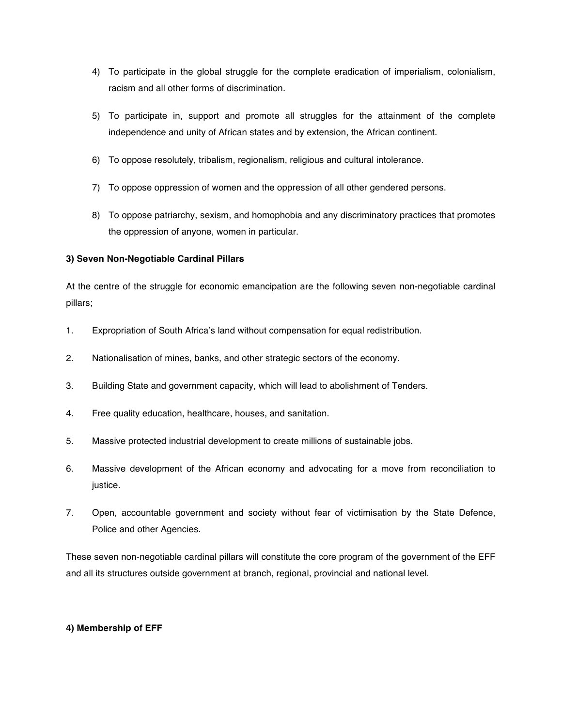4) To participate in the global struggle for the complete eradication of imperialism, colonialism, racism and all other forms of discrimination.

5) To participate in, support and promote all struggles for the attainment of the complete independence and unity of African states and by extension, the African continent.

6) To oppose resolutely, tribalism, regionalism, religious and cultural intolerance.

7) To oppose oppression of women and the oppression of all other gendered persons.

8) To oppose patriarchy, sexism, and homophobia and any discriminatory practices that promotes the oppression of anyone, women in particular.

**3) Seven Non-Negotiable Cardinal Pillars**

At the centre of the struggle for economic emancipation are the following seven non-negotiable cardinal pillars;

1. Expropriation of South Africa's land without compensation for equal redistribution.

2. Nationalisation of mines, banks, and other strategic sectors of the economy.

3. Building State and government capacity, which will lead to abolishment of Tenders.

4. Free quality education, healthcare, houses, and sanitation.

5. Massive protected industrial development to create millions of sustainable jobs.

6. Massive development of the African economy and advocating for a move from reconciliation to justice.

7. Open, accountable government and society without fear of victimisation by the State Defence, Police and other Agencies.

These seven non-negotiable cardinal pillars will constitute the core program of the government of the EFF and all its structures outside government at branch, regional, provincial and national level.

**4) Membership of EFF**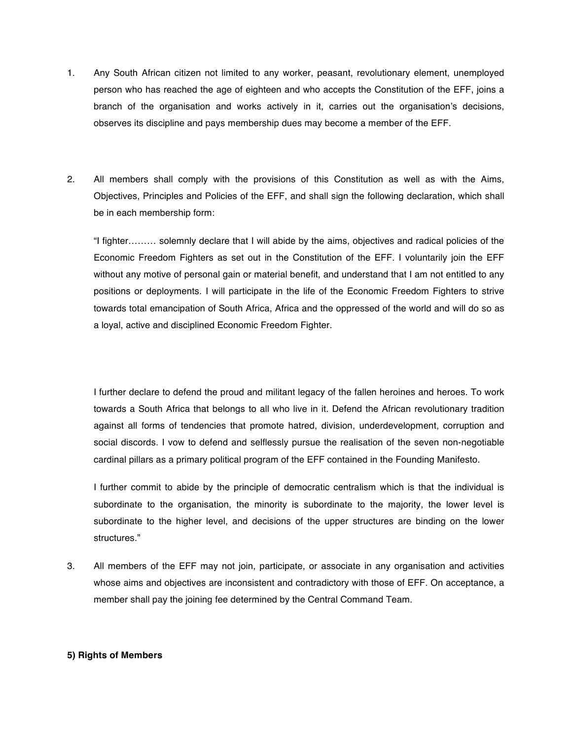1. Any South African citizen not limited to any worker, peasant, revolutionary element, unemployed person who has reached the age of eighteen and who accepts the Constitution of the EFF, joins a branch of the organisation and works actively in it, carries out the organisation's decisions, observes its discipline and pays membership dues may become a member of the EFF.

2. All members shall comply with the provisions of this Constitution as well as with the Aims, Objectives, Principles and Policies of the EFF, and shall sign the following declaration, which shall be in each membership form:

   "I fighter……… solemnly declare that I will abide by the aims, objectives and radical policies of the Economic Freedom Fighters as set out in the Constitution of the EFF. I voluntarily join the EFF without any motive of personal gain or material benefit, and understand that I am not entitled to any positions or deployments. I will participate in the life of the Economic Freedom Fighters to strive towards total emancipation of South Africa, Africa and the oppressed of the world and will do so as a loyal, active and disciplined Economic Freedom Fighter.

   I further declare to defend the proud and militant legacy of the fallen heroines and heroes. To work towards a South Africa that belongs to all who live in it. Defend the African revolutionary tradition against all forms of tendencies that promote hatred, division, underdevelopment, corruption and social discords. I vow to defend and selflessly pursue the realisation of the seven non-negotiable cardinal pillars as a primary political program of the EFF contained in the Founding Manifesto.

   I further commit to abide by the principle of democratic centralism which is that the individual is subordinate to the organisation, the minority is subordinate to the majority, the lower level is subordinate to the higher level, and decisions of the upper structures are binding on the lower structures."

3. All members of the EFF may not join, participate, or associate in any organisation and activities whose aims and objectives are inconsistent and contradictory with those of EFF. On acceptance, a member shall pay the joining fee determined by the Central Command Team.

**5) Rights of Members**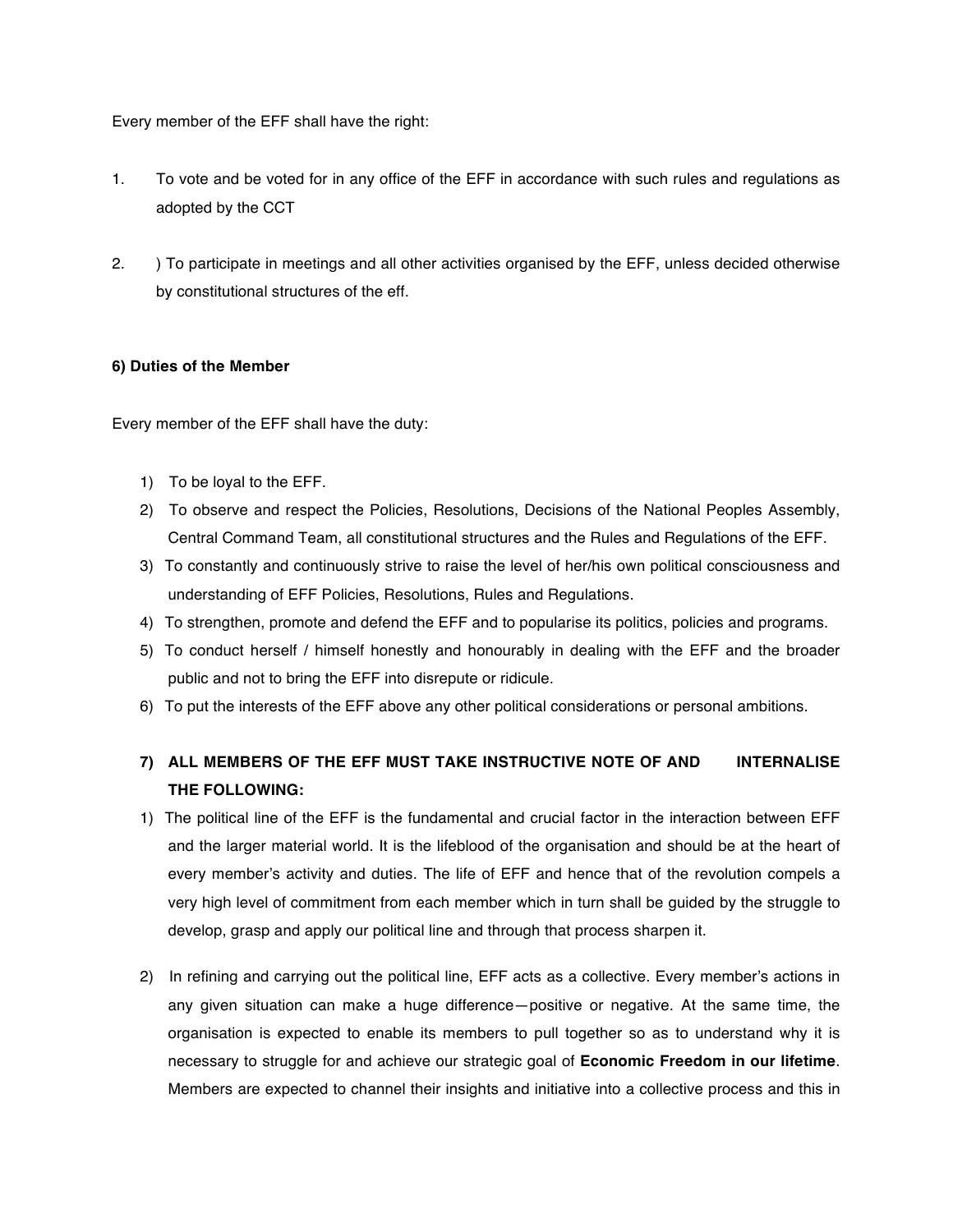Every member of the EFF shall have the right:

1. To vote and be voted for in any office of the EFF in accordance with such rules and regulations as adopted by the CCT

2. ) To participate in meetings and all other activities organised by the EFF, unless decided otherwise by constitutional structures of the eff.

**6) Duties of the Member**

Every member of the EFF shall have the duty:

1) To be loyal to the EFF.
2) To observe and respect the Policies, Resolutions, Decisions of the National Peoples Assembly, Central Command Team, all constitutional structures and the Rules and Regulations of the EFF.
3) To constantly and continuously strive to raise the level of her/his own political consciousness and understanding of EFF Policies, Resolutions, Rules and Regulations.
4) To strengthen, promote and defend the EFF and to popularise its politics, policies and programs.
5) To conduct herself / himself honestly and honourably in dealing with the EFF and the broader public and not to bring the EFF into disrepute or ridicule.
6) To put the interests of the EFF above any other political considerations or personal ambitions.

**7) ALL MEMBERS OF THE EFF MUST TAKE INSTRUCTIVE NOTE OF AND INTERNALISE THE FOLLOWING:**

1) The political line of the EFF is the fundamental and crucial factor in the interaction between EFF and the larger material world. It is the lifeblood of the organisation and should be at the heart of every member's activity and duties. The life of EFF and hence that of the revolution compels a very high level of commitment from each member which in turn shall be guided by the struggle to develop, grasp and apply our political line and through that process sharpen it.

2) In refining and carrying out the political line, EFF acts as a collective. Every member's actions in any given situation can make a huge difference—positive or negative. At the same time, the organisation is expected to enable its members to pull together so as to understand why it is necessary to struggle for and achieve our strategic goal of **Economic Freedom in our lifetime**. Members are expected to channel their insights and initiative into a collective process and this in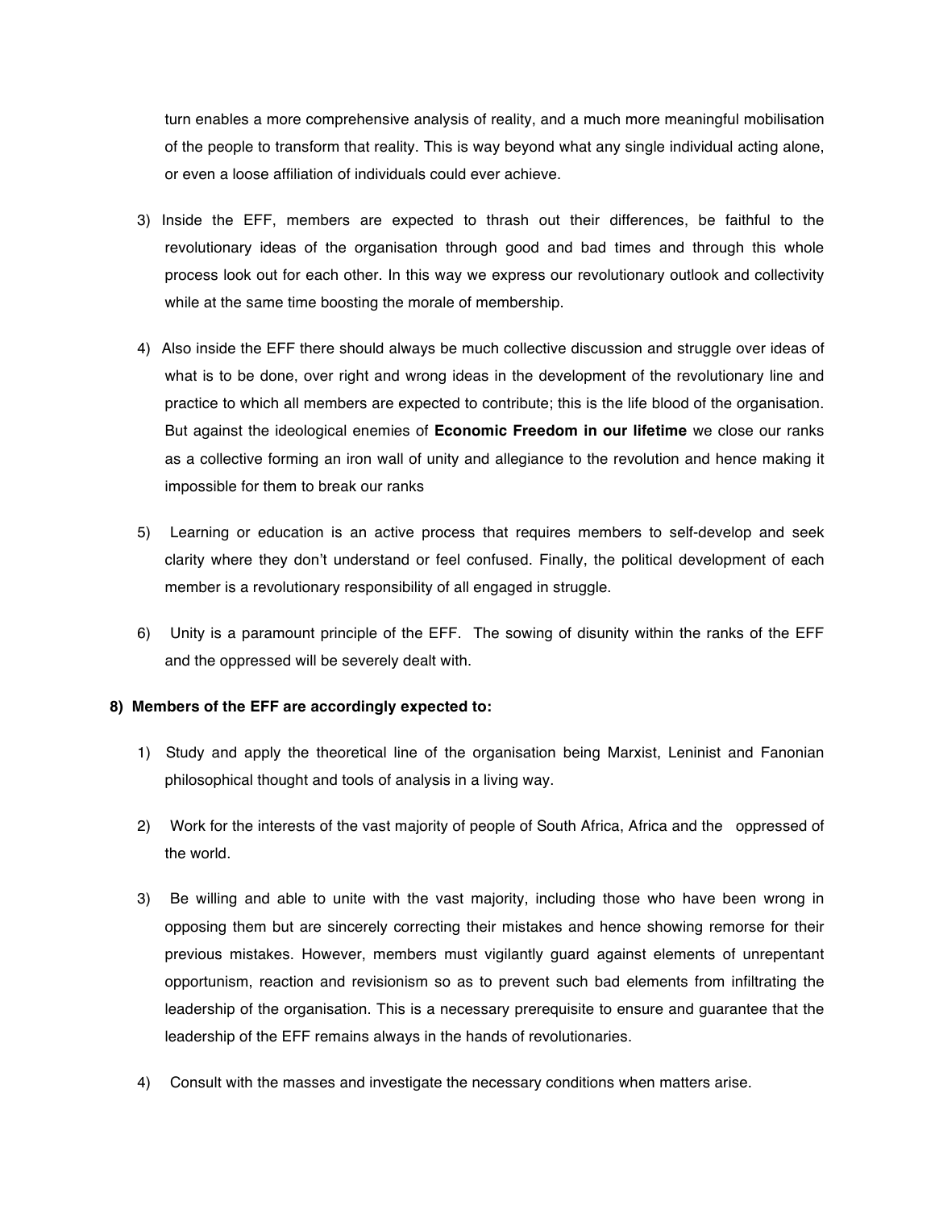turn enables a more comprehensive analysis of reality, and a much more meaningful mobilisation of the people to transform that reality. This is way beyond what any single individual acting alone, or even a loose affiliation of individuals could ever achieve.

3) Inside the EFF, members are expected to thrash out their differences, be faithful to the revolutionary ideas of the organisation through good and bad times and through this whole process look out for each other. In this way we express our revolutionary outlook and collectivity while at the same time boosting the morale of membership.

4) Also inside the EFF there should always be much collective discussion and struggle over ideas of what is to be done, over right and wrong ideas in the development of the revolutionary line and practice to which all members are expected to contribute; this is the life blood of the organisation. But against the ideological enemies of **Economic Freedom in our lifetime** we close our ranks as a collective forming an iron wall of unity and allegiance to the revolution and hence making it impossible for them to break our ranks

5) Learning or education is an active process that requires members to self-develop and seek clarity where they don't understand or feel confused. Finally, the political development of each member is a revolutionary responsibility of all engaged in struggle.

6) Unity is a paramount principle of the EFF. The sowing of disunity within the ranks of the EFF and the oppressed will be severely dealt with.

**8) Members of the EFF are accordingly expected to:**

1) Study and apply the theoretical line of the organisation being Marxist, Leninist and Fanonian philosophical thought and tools of analysis in a living way.

2) Work for the interests of the vast majority of people of South Africa, Africa and the oppressed of the world.

3) Be willing and able to unite with the vast majority, including those who have been wrong in opposing them but are sincerely correcting their mistakes and hence showing remorse for their previous mistakes. However, members must vigilantly guard against elements of unrepentant opportunism, reaction and revisionism so as to prevent such bad elements from infiltrating the leadership of the organisation. This is a necessary prerequisite to ensure and guarantee that the leadership of the EFF remains always in the hands of revolutionaries.

4) Consult with the masses and investigate the necessary conditions when matters arise.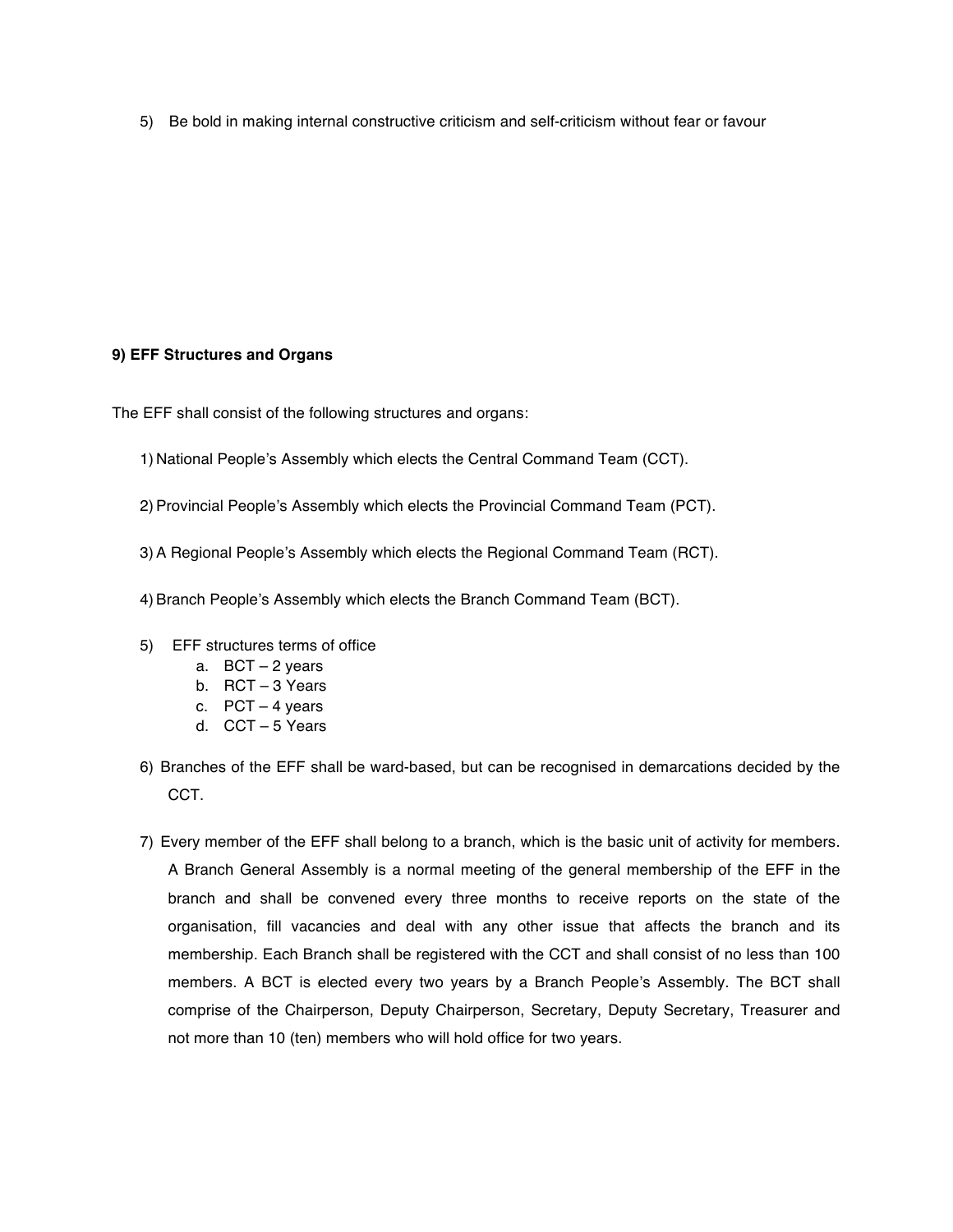5) Be bold in making internal constructive criticism and self-criticism without fear or favour

**9) EFF Structures and Organs**

The EFF shall consist of the following structures and organs:

1) National People's Assembly which elects the Central Command Team (CCT).

2) Provincial People's Assembly which elects the Provincial Command Team (PCT).

3) A Regional People's Assembly which elects the Regional Command Team (RCT).

4) Branch People's Assembly which elects the Branch Command Team (BCT).

5) EFF structures terms of office
   a. BCT – 2 years
   b. RCT – 3 Years
   c. PCT – 4 years
   d. CCT – 5 Years

6) Branches of the EFF shall be ward-based, but can be recognised in demarcations decided by the CCT.

7) Every member of the EFF shall belong to a branch, which is the basic unit of activity for members. A Branch General Assembly is a normal meeting of the general membership of the EFF in the branch and shall be convened every three months to receive reports on the state of the organisation, fill vacancies and deal with any other issue that affects the branch and its membership. Each Branch shall be registered with the CCT and shall consist of no less than 100 members. A BCT is elected every two years by a Branch People's Assembly. The BCT shall comprise of the Chairperson, Deputy Chairperson, Secretary, Deputy Secretary, Treasurer and not more than 10 (ten) members who will hold office for two years.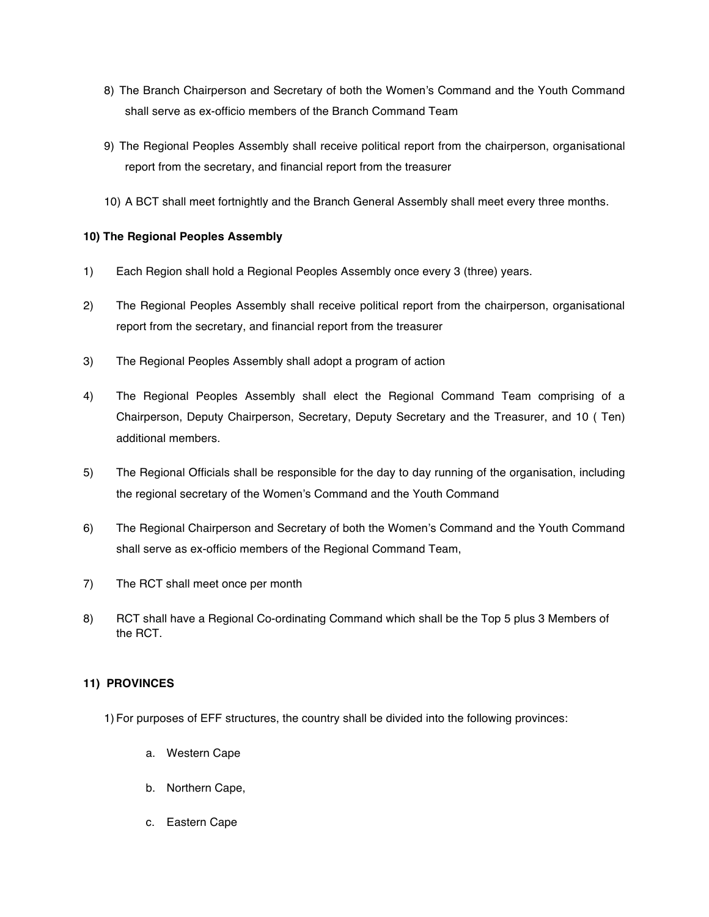8) The Branch Chairperson and Secretary of both the Women's Command and the Youth Command shall serve as ex-officio members of the Branch Command Team

9) The Regional Peoples Assembly shall receive political report from the chairperson, organisational report from the secretary, and financial report from the treasurer

10) A BCT shall meet fortnightly and the Branch General Assembly shall meet every three months.

**10) The Regional Peoples Assembly**

1) Each Region shall hold a Regional Peoples Assembly once every 3 (three) years.

2) The Regional Peoples Assembly shall receive political report from the chairperson, organisational report from the secretary, and financial report from the treasurer

3) The Regional Peoples Assembly shall adopt a program of action

4) The Regional Peoples Assembly shall elect the Regional Command Team comprising of a Chairperson, Deputy Chairperson, Secretary, Deputy Secretary and the Treasurer, and 10 ( Ten) additional members.

5) The Regional Officials shall be responsible for the day to day running of the organisation, including the regional secretary of the Women's Command and the Youth Command

6) The Regional Chairperson and Secretary of both the Women's Command and the Youth Command shall serve as ex-officio members of the Regional Command Team,

7) The RCT shall meet once per month

8) RCT shall have a Regional Co-ordinating Command which shall be the Top 5 plus 3 Members of the RCT.

**11) PROVINCES**

1) For purposes of EFF structures, the country shall be divided into the following provinces:

   a. Western Cape

   b. Northern Cape,

   c. Eastern Cape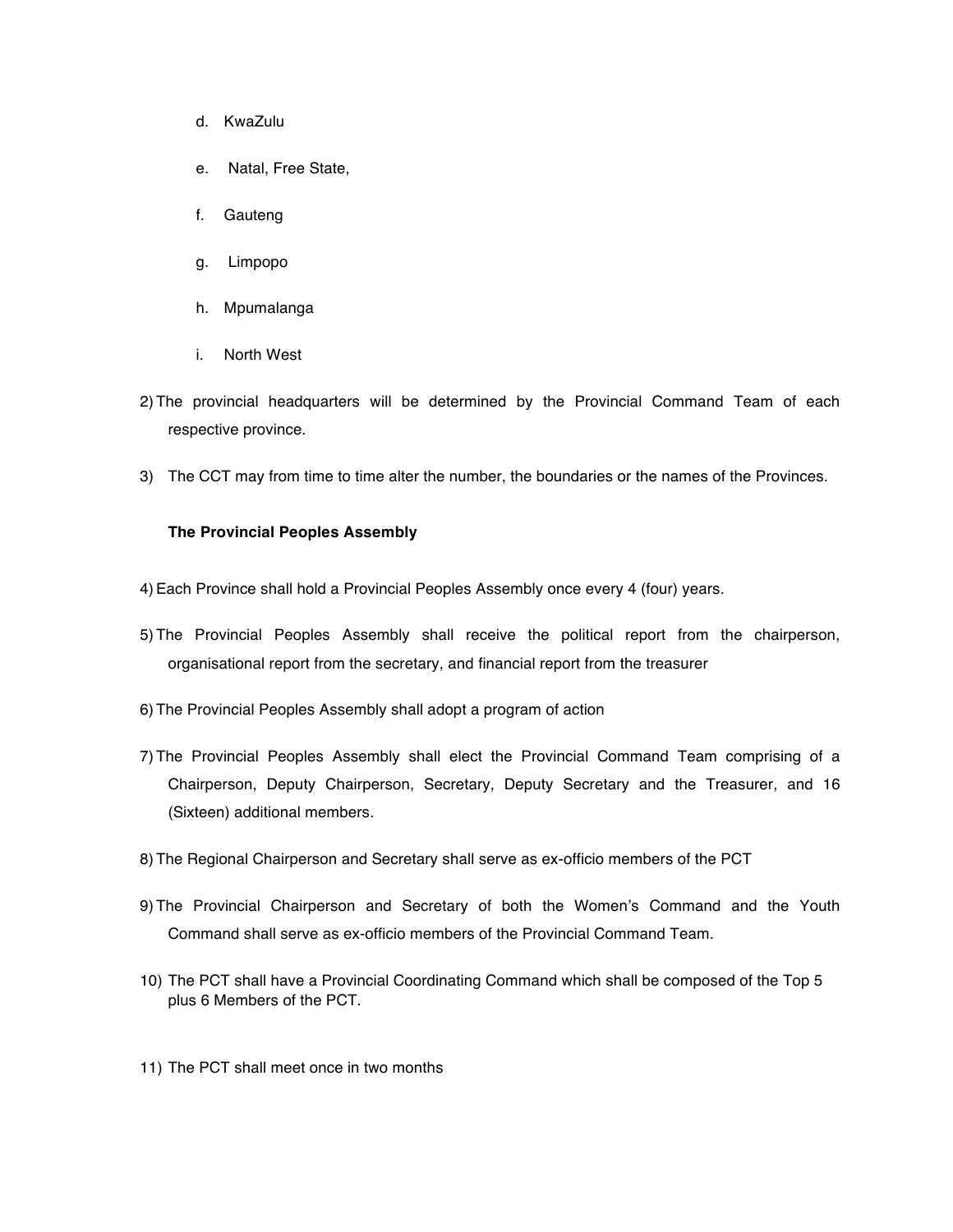d. KwaZulu

e. Natal, Free State,

f. Gauteng

g. Limpopo

h. Mpumalanga

i. North West

2) The provincial headquarters will be determined by the Provincial Command Team of each respective province.

3) The CCT may from time to time alter the number, the boundaries or the names of the Provinces.

**The Provincial Peoples Assembly**

4) Each Province shall hold a Provincial Peoples Assembly once every 4 (four) years.

5) The Provincial Peoples Assembly shall receive the political report from the chairperson, organisational report from the secretary, and financial report from the treasurer

6) The Provincial Peoples Assembly shall adopt a program of action

7) The Provincial Peoples Assembly shall elect the Provincial Command Team comprising of a Chairperson, Deputy Chairperson, Secretary, Deputy Secretary and the Treasurer, and 16 (Sixteen) additional members.

8) The Regional Chairperson and Secretary shall serve as ex-officio members of the PCT

9) The Provincial Chairperson and Secretary of both the Women's Command and the Youth Command shall serve as ex-officio members of the Provincial Command Team.

10) The PCT shall have a Provincial Coordinating Command which shall be composed of the Top 5 plus 6 Members of the PCT.

11) The PCT shall meet once in two months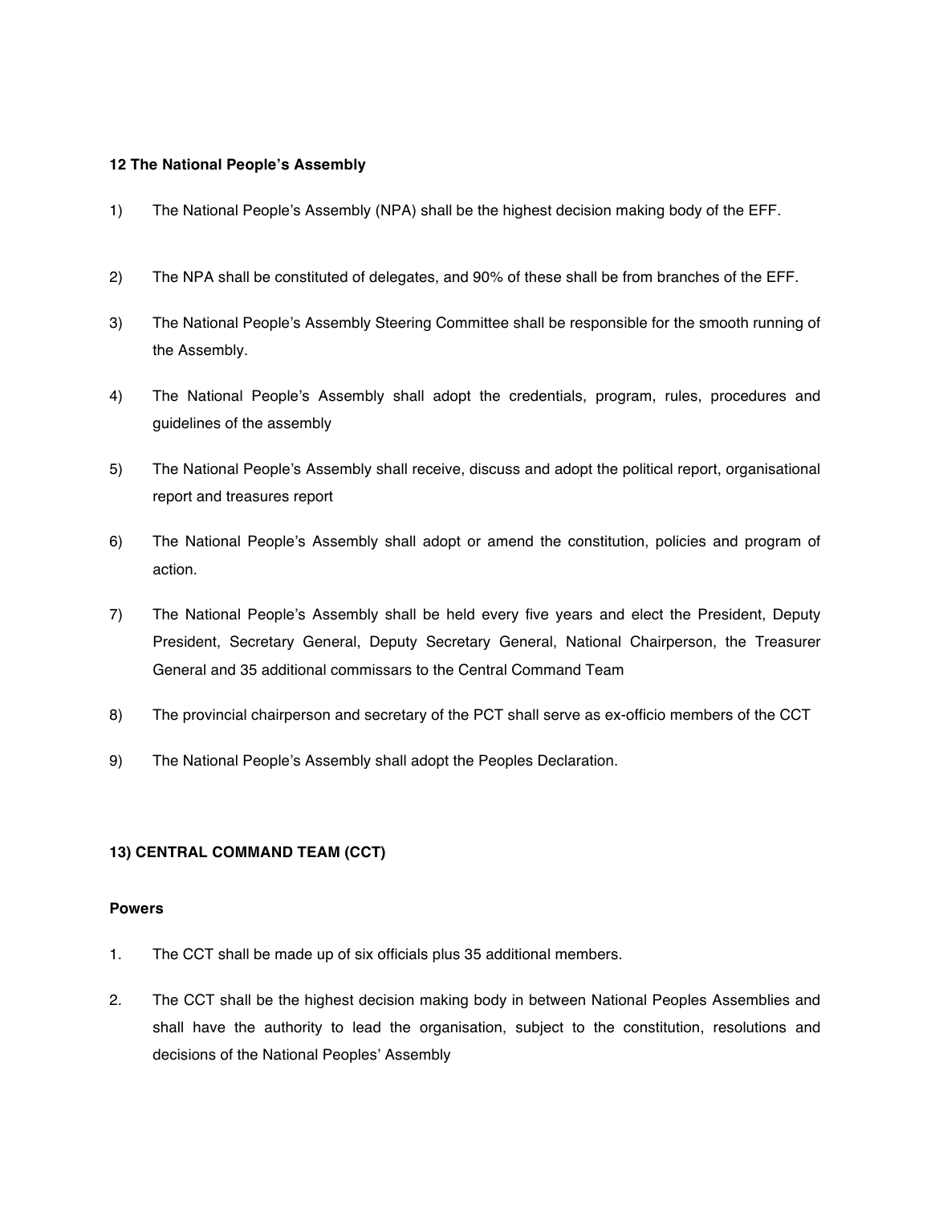### 12 The National People's Assembly

1) The National People's Assembly (NPA) shall be the highest decision making body of the EFF.

2) The NPA shall be constituted of delegates, and 90% of these shall be from branches of the EFF.

3) The National People's Assembly Steering Committee shall be responsible for the smooth running of the Assembly.

4) The National People's Assembly shall adopt the credentials, program, rules, procedures and guidelines of the assembly

5) The National People's Assembly shall receive, discuss and adopt the political report, organisational report and treasures report

6) The National People's Assembly shall adopt or amend the constitution, policies and program of action.

7) The National People's Assembly shall be held every five years and elect the President, Deputy President, Secretary General, Deputy Secretary General, National Chairperson, the Treasurer General and 35 additional commissars to the Central Command Team

8) The provincial chairperson and secretary of the PCT shall serve as ex-officio members of the CCT

9) The National People's Assembly shall adopt the Peoples Declaration.

### 13) CENTRAL COMMAND TEAM (CCT)

**Powers**

1. The CCT shall be made up of six officials plus 35 additional members.

2. The CCT shall be the highest decision making body in between National Peoples Assemblies and shall have the authority to lead the organisation, subject to the constitution, resolutions and decisions of the National Peoples' Assembly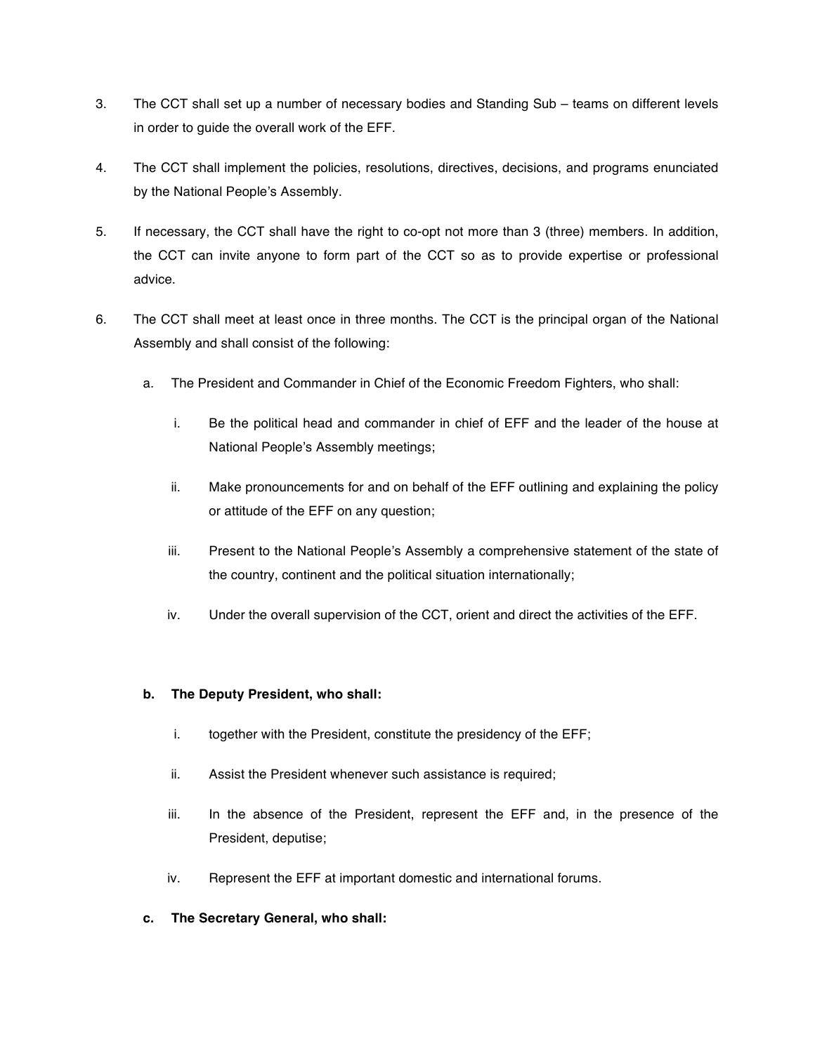3. The CCT shall set up a number of necessary bodies and Standing Sub – teams on different levels in order to guide the overall work of the EFF.

4. The CCT shall implement the policies, resolutions, directives, decisions, and programs enunciated by the National People's Assembly.

5. If necessary, the CCT shall have the right to co-opt not more than 3 (three) members. In addition, the CCT can invite anyone to form part of the CCT so as to provide expertise or professional advice.

6. The CCT shall meet at least once in three months. The CCT is the principal organ of the National Assembly and shall consist of the following:

   a. The President and Commander in Chief of the Economic Freedom Fighters, who shall:

      i. Be the political head and commander in chief of EFF and the leader of the house at National People's Assembly meetings;

      ii. Make pronouncements for and on behalf of the EFF outlining and explaining the policy or attitude of the EFF on any question;

      iii. Present to the National People's Assembly a comprehensive statement of the state of the country, continent and the political situation internationally;

      iv. Under the overall supervision of the CCT, orient and direct the activities of the EFF.

   **b. The Deputy President, who shall:**

      i. together with the President, constitute the presidency of the EFF;

      ii. Assist the President whenever such assistance is required;

      iii. In the absence of the President, represent the EFF and, in the presence of the President, deputise;

      iv. Represent the EFF at important domestic and international forums.

   **c. The Secretary General, who shall:**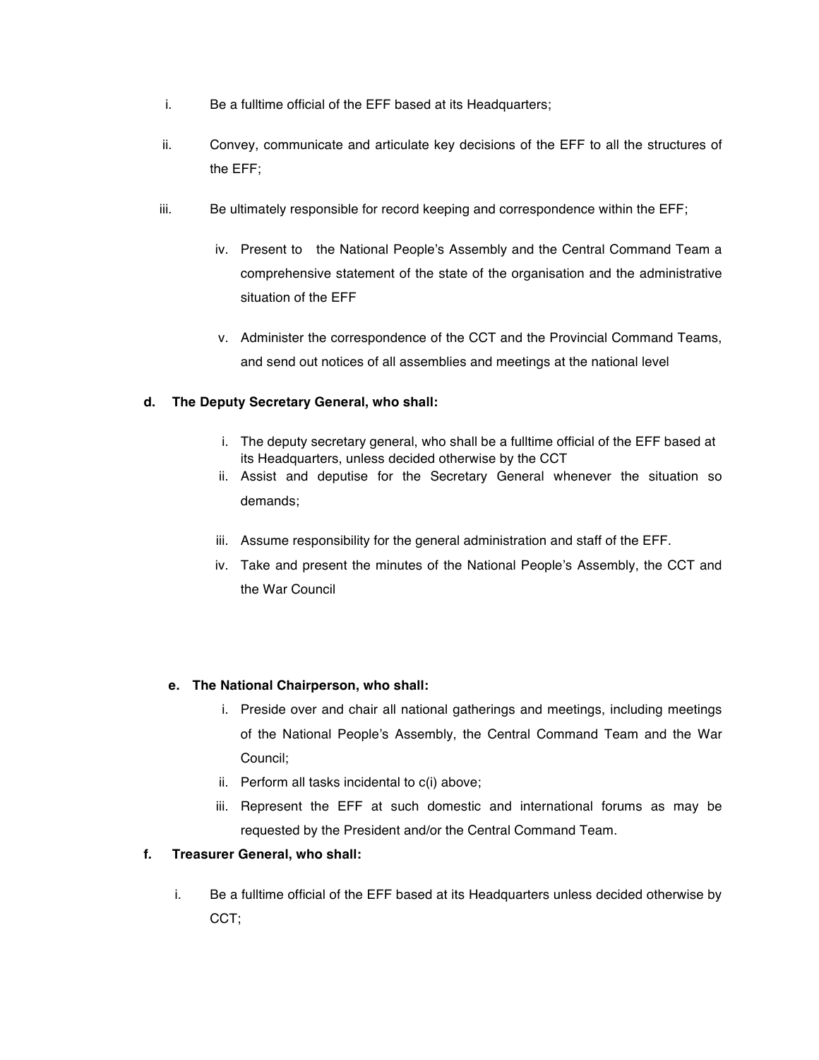i. Be a fulltime official of the EFF based at its Headquarters;

ii. Convey, communicate and articulate key decisions of the EFF to all the structures of the EFF;

iii. Be ultimately responsible for record keeping and correspondence within the EFF;

iv. Present to the National People's Assembly and the Central Command Team a comprehensive statement of the state of the organisation and the administrative situation of the EFF

v. Administer the correspondence of the CCT and the Provincial Command Teams, and send out notices of all assemblies and meetings at the national level

**d. The Deputy Secretary General, who shall:**

i. The deputy secretary general, who shall be a fulltime official of the EFF based at its Headquarters, unless decided otherwise by the CCT

ii. Assist and deputise for the Secretary General whenever the situation so demands;

iii. Assume responsibility for the general administration and staff of the EFF.

iv. Take and present the minutes of the National People's Assembly, the CCT and the War Council

**e. The National Chairperson, who shall:**

i. Preside over and chair all national gatherings and meetings, including meetings of the National People's Assembly, the Central Command Team and the War Council;

ii. Perform all tasks incidental to c(i) above;

iii. Represent the EFF at such domestic and international forums as may be requested by the President and/or the Central Command Team.

**f. Treasurer General, who shall:**

i. Be a fulltime official of the EFF based at its Headquarters unless decided otherwise by CCT;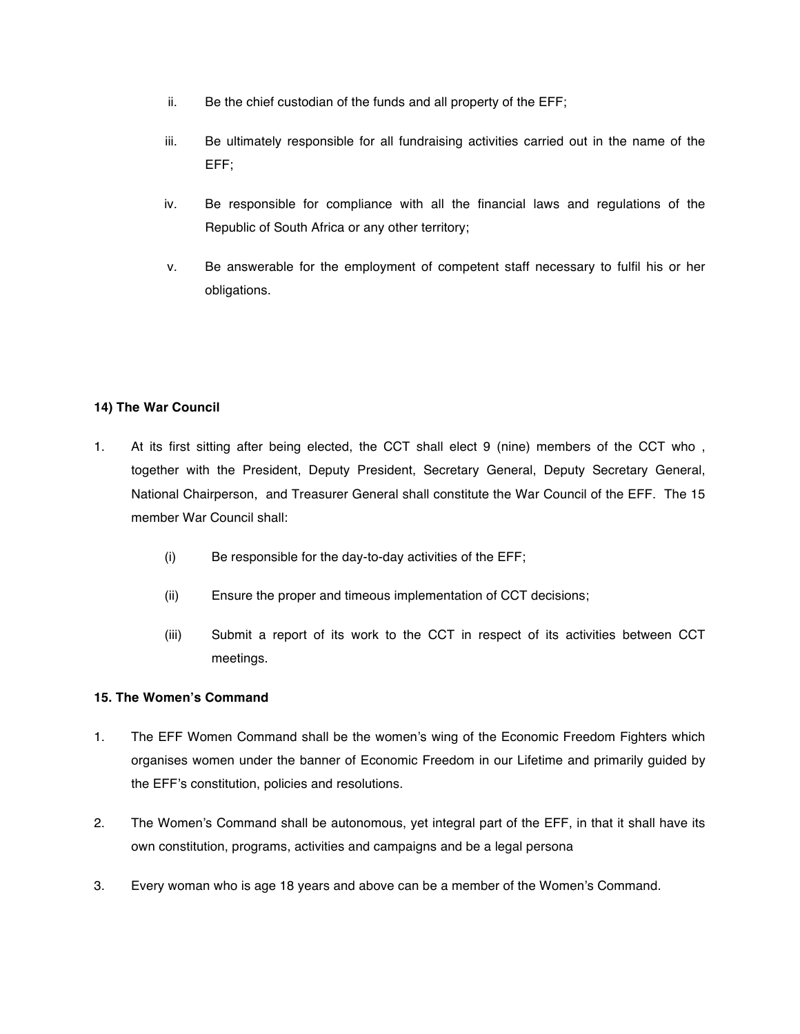ii. Be the chief custodian of the funds and all property of the EFF;

iii. Be ultimately responsible for all fundraising activities carried out in the name of the EFF;

iv. Be responsible for compliance with all the financial laws and regulations of the Republic of South Africa or any other territory;

v. Be answerable for the employment of competent staff necessary to fulfil his or her obligations.

**14) The War Council**

1. At its first sitting after being elected, the CCT shall elect 9 (nine) members of the CCT who , together with the President, Deputy President, Secretary General, Deputy Secretary General, National Chairperson, and Treasurer General shall constitute the War Council of the EFF. The 15 member War Council shall:

    (i) Be responsible for the day-to-day activities of the EFF;

    (ii) Ensure the proper and timeous implementation of CCT decisions;

    (iii) Submit a report of its work to the CCT in respect of its activities between CCT meetings.

**15. The Women's Command**

1. The EFF Women Command shall be the women's wing of the Economic Freedom Fighters which organises women under the banner of Economic Freedom in our Lifetime and primarily guided by the EFF's constitution, policies and resolutions.

2. The Women's Command shall be autonomous, yet integral part of the EFF, in that it shall have its own constitution, programs, activities and campaigns and be a legal persona

3. Every woman who is age 18 years and above can be a member of the Women's Command.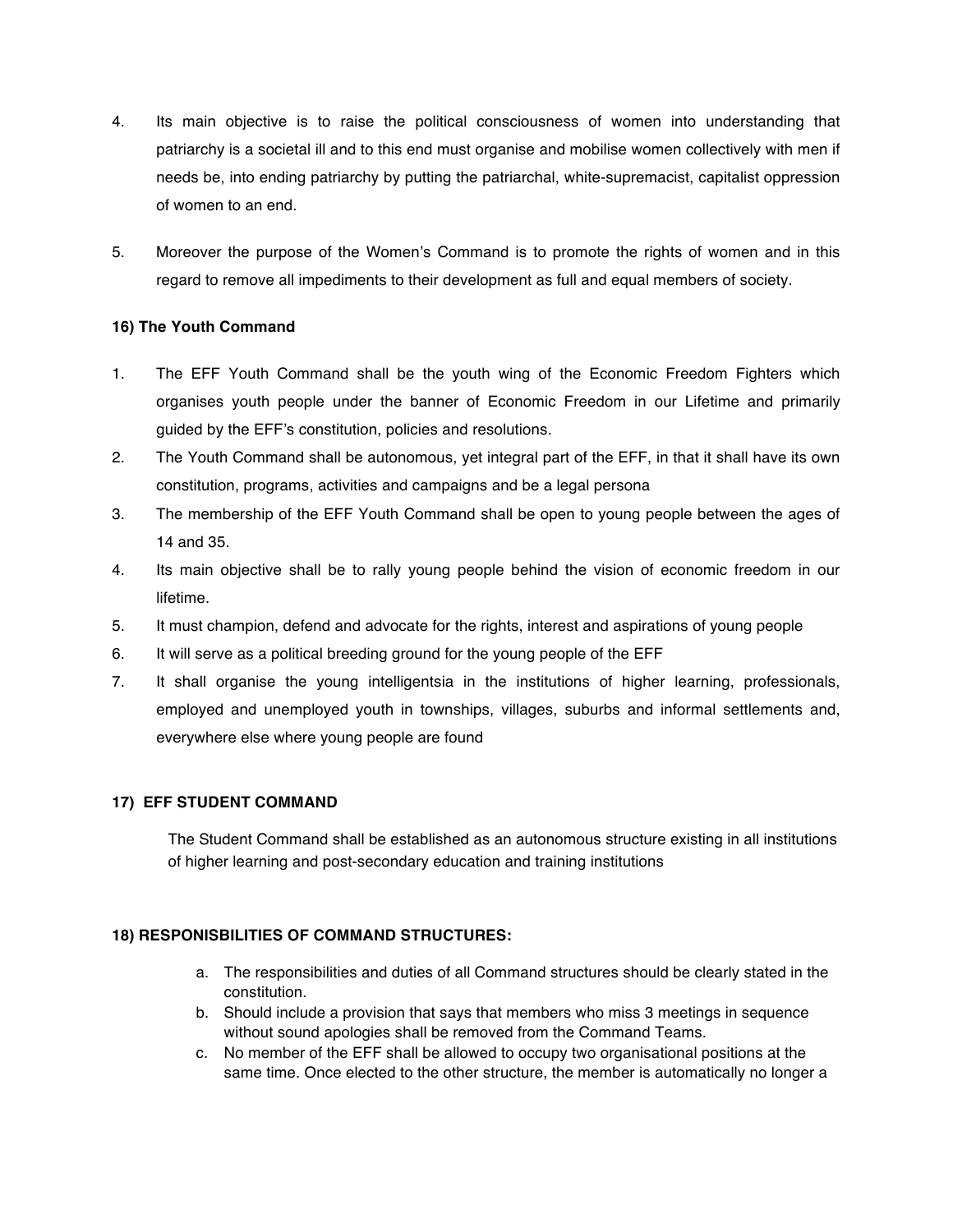4. Its main objective is to raise the political consciousness of women into understanding that patriarchy is a societal ill and to this end must organise and mobilise women collectively with men if needs be, into ending patriarchy by putting the patriarchal, white-supremacist, capitalist oppression of women to an end.

5. Moreover the purpose of the Women's Command is to promote the rights of women and in this regard to remove all impediments to their development as full and equal members of society.

**16) The Youth Command**

1. The EFF Youth Command shall be the youth wing of the Economic Freedom Fighters which organises youth people under the banner of Economic Freedom in our Lifetime and primarily guided by the EFF's constitution, policies and resolutions.
2. The Youth Command shall be autonomous, yet integral part of the EFF, in that it shall have its own constitution, programs, activities and campaigns and be a legal persona
3. The membership of the EFF Youth Command shall be open to young people between the ages of 14 and 35.
4. Its main objective shall be to rally young people behind the vision of economic freedom in our lifetime.
5. It must champion, defend and advocate for the rights, interest and aspirations of young people
6. It will serve as a political breeding ground for the young people of the EFF
7. It shall organise the young intelligentsia in the institutions of higher learning, professionals, employed and unemployed youth in townships, villages, suburbs and informal settlements and, everywhere else where young people are found

**17) EFF STUDENT COMMAND**

The Student Command shall be established as an autonomous structure existing in all institutions of higher learning and post-secondary education and training institutions

**18) RESPONISBILITIES OF COMMAND STRUCTURES:**

a. The responsibilities and duties of all Command structures should be clearly stated in the constitution.
b. Should include a provision that says that members who miss 3 meetings in sequence without sound apologies shall be removed from the Command Teams.
c. No member of the EFF shall be allowed to occupy two organisational positions at the same time. Once elected to the other structure, the member is automatically no longer a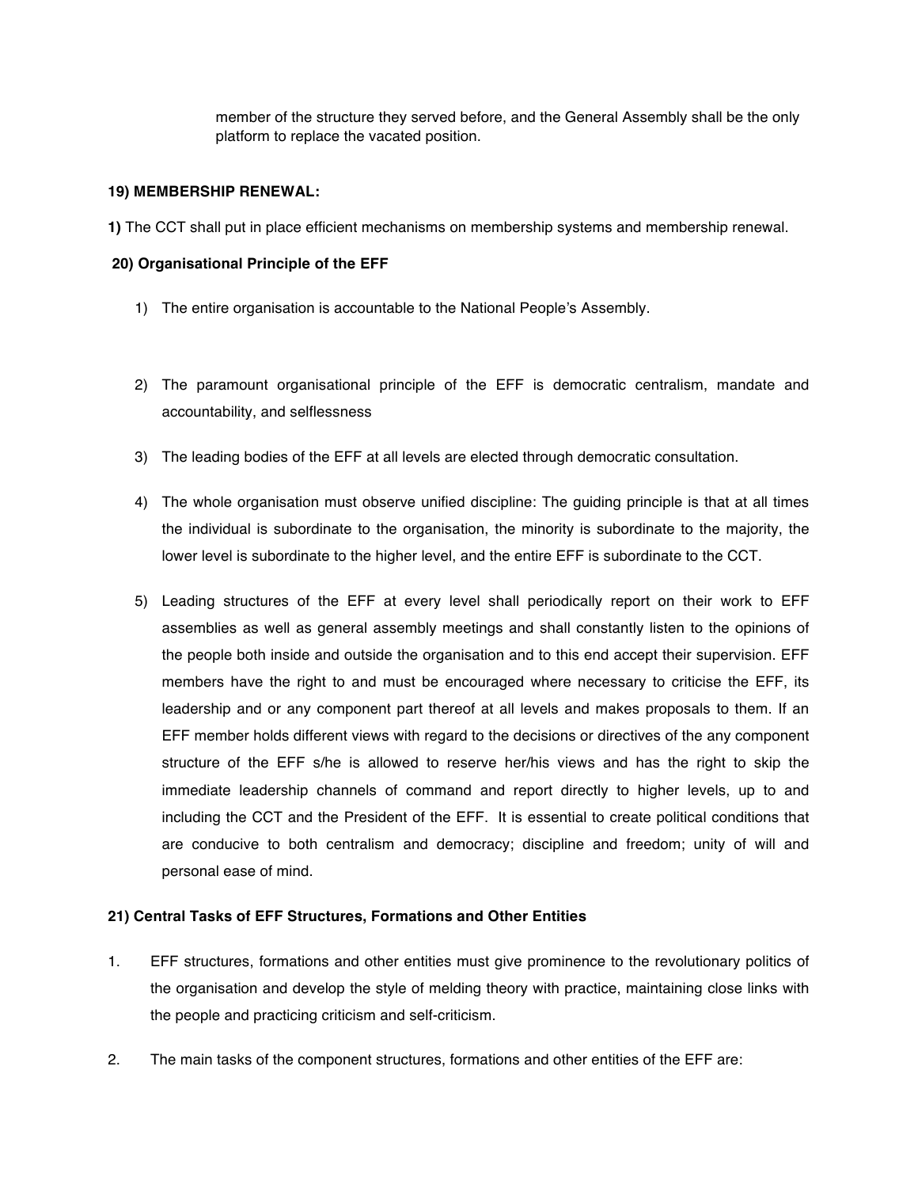member of the structure they served before, and the General Assembly shall be the only platform to replace the vacated position.

**19) MEMBERSHIP RENEWAL:**

**1)** The CCT shall put in place efficient mechanisms on membership systems and membership renewal.

**20) Organisational Principle of the EFF**

1) The entire organisation is accountable to the National People's Assembly.

2) The paramount organisational principle of the EFF is democratic centralism, mandate and accountability, and selflessness

3) The leading bodies of the EFF at all levels are elected through democratic consultation.

4) The whole organisation must observe unified discipline: The guiding principle is that at all times the individual is subordinate to the organisation, the minority is subordinate to the majority, the lower level is subordinate to the higher level, and the entire EFF is subordinate to the CCT.

5) Leading structures of the EFF at every level shall periodically report on their work to EFF assemblies as well as general assembly meetings and shall constantly listen to the opinions of the people both inside and outside the organisation and to this end accept their supervision. EFF members have the right to and must be encouraged where necessary to criticise the EFF, its leadership and or any component part thereof at all levels and makes proposals to them. If an EFF member holds different views with regard to the decisions or directives of the any component structure of the EFF s/he is allowed to reserve her/his views and has the right to skip the immediate leadership channels of command and report directly to higher levels, up to and including the CCT and the President of the EFF. It is essential to create political conditions that are conducive to both centralism and democracy; discipline and freedom; unity of will and personal ease of mind.

**21) Central Tasks of EFF Structures, Formations and Other Entities**

1. EFF structures, formations and other entities must give prominence to the revolutionary politics of the organisation and develop the style of melding theory with practice, maintaining close links with the people and practicing criticism and self-criticism.

2. The main tasks of the component structures, formations and other entities of the EFF are: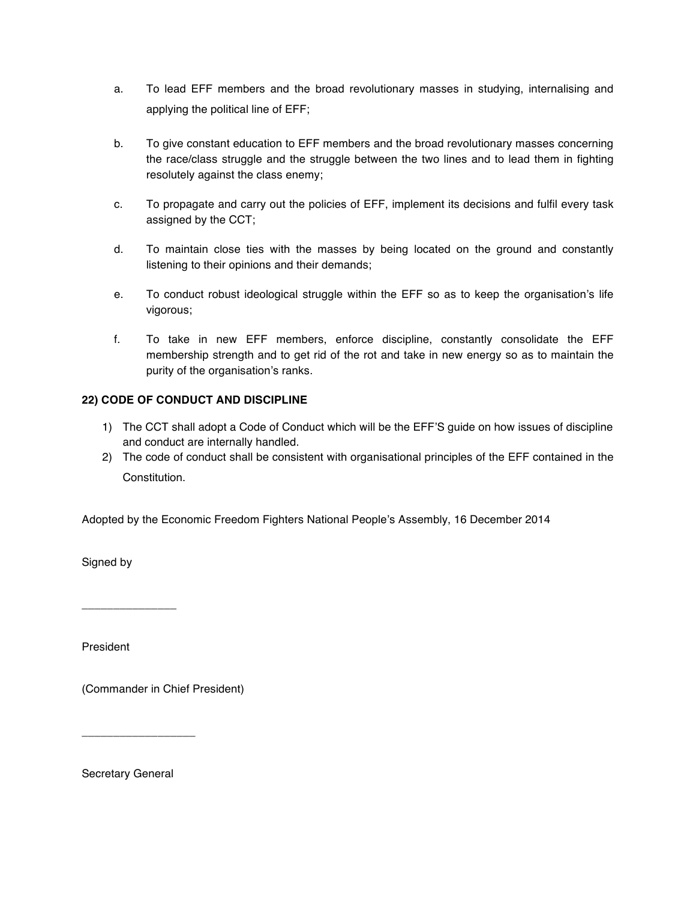a. To lead EFF members and the broad revolutionary masses in studying, internalising and applying the political line of EFF;

b. To give constant education to EFF members and the broad revolutionary masses concerning the race/class struggle and the struggle between the two lines and to lead them in fighting resolutely against the class enemy;

c. To propagate and carry out the policies of EFF, implement its decisions and fulfil every task assigned by the CCT;

d. To maintain close ties with the masses by being located on the ground and constantly listening to their opinions and their demands;

e. To conduct robust ideological struggle within the EFF so as to keep the organisation's life vigorous;

f. To take in new EFF members, enforce discipline, constantly consolidate the EFF membership strength and to get rid of the rot and take in new energy so as to maintain the purity of the organisation's ranks.

**22) CODE OF CONDUCT AND DISCIPLINE**

1) The CCT shall adopt a Code of Conduct which will be the EFF'S guide on how issues of discipline and conduct are internally handled.
2) The code of conduct shall be consistent with organisational principles of the EFF contained in the Constitution.

Adopted by the Economic Freedom Fighters National People's Assembly, 16 December 2014

Signed by

_______________

President

(Commander in Chief President)

__________________

Secretary General